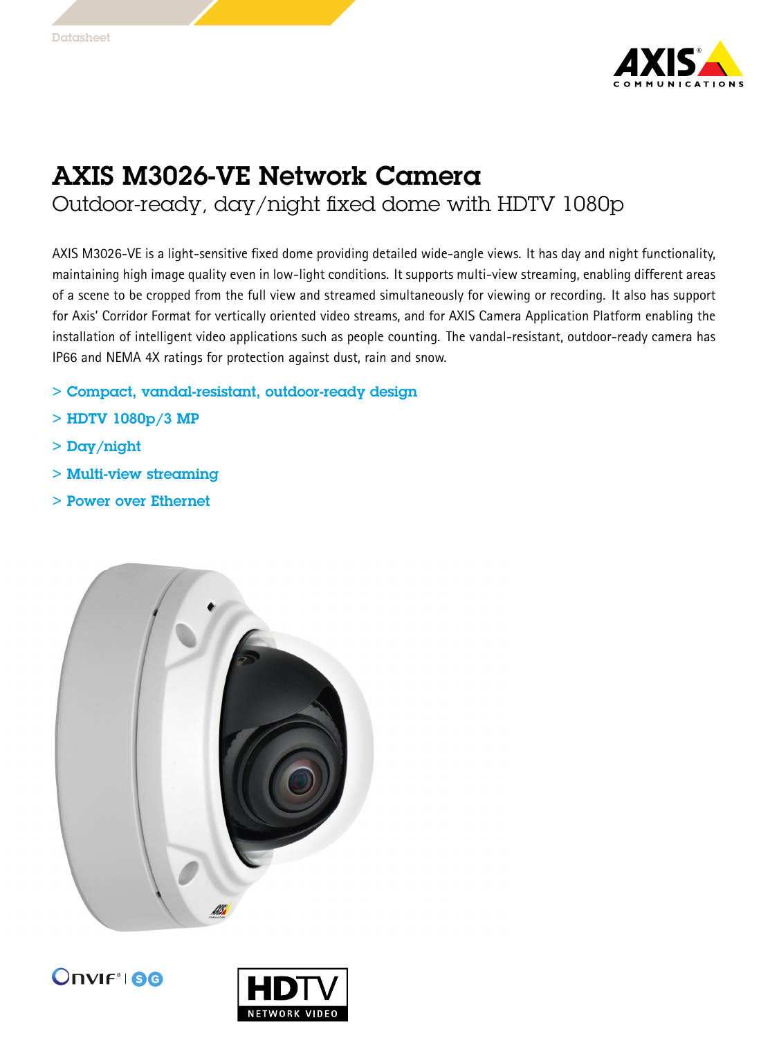Datasheet

# AXIS M3026-VE Network Camera

## Outdoor-ready, day/night fixed dome with HDTV 1080p

AXIS M3026-VE is a light-sensitive fixed dome providing detailed wide-angle views. It has day and night functionality, maintaining high image quality even in low-light conditions. It supports multi-view streaming, enabling different areas of a scene to be cropped from the full view and streamed simultaneously for viewing or recording. It also has support for Axis' Corridor Format for vertically oriented video streams, and for AXIS Camera Application Platform enabling the installation of intelligent video applications such as people counting. The vandal-resistant, outdoor-ready camera has IP66 and NEMA 4X ratings for protection against dust, rain and snow.

- **Compact, vandal-resistant, outdoor-ready design**
- **HDTV 1080p/3 MP**
- **Day/night**
- **Multi-view streaming**
- **Power over Ethernet**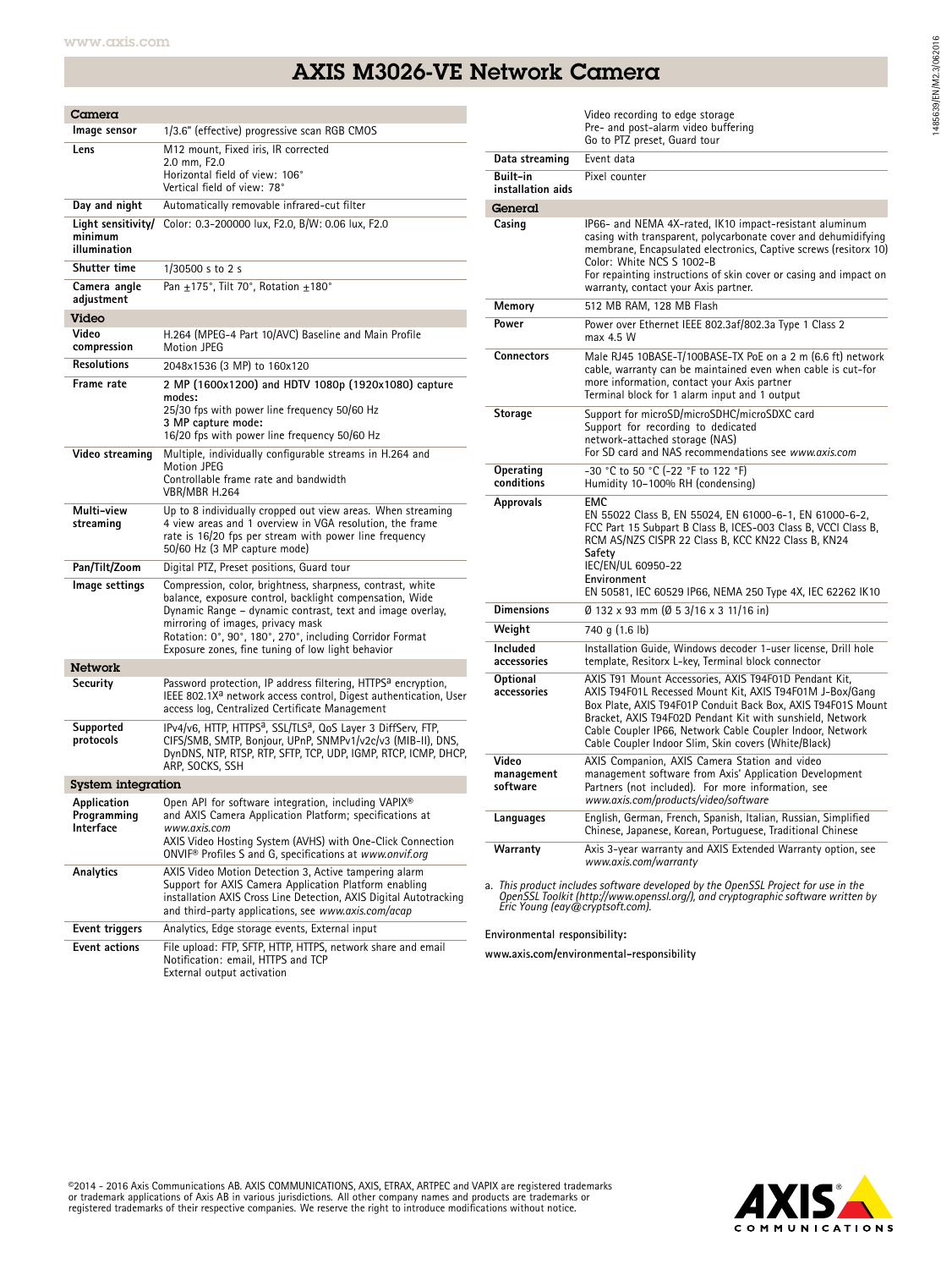# AXIS M3026-VE Network Camera

## Camera

| | |
|---|---|
| **Image sensor** | 1/3.6" (effective) progressive scan RGB CMOS |
| **Lens** | M12 mount, Fixed iris, IR corrected<br>2.0 mm, F2.0<br>Horizontal field of view: 106°<br>Vertical field of view: 78° |
| **Day and night** | Automatically removable infrared-cut filter |
| **Light sensitivity/ minimum illumination** | Color: 0.3-200000 lux, F2.0, B/W: 0.06 lux, F2.0 |
| **Shutter time** | 1/30500 s to 2 s |
| **Camera angle adjustment** | Pan ±175°, Tilt 70°, Rotation ±180° |

## Video

| | |
|---|---|
| **Video compression** | H.264 (MPEG-4 Part 10/AVC) Baseline and Main Profile<br>Motion JPEG |
| **Resolutions** | 2048x1536 (3 MP) to 160x120 |
| **Frame rate** | **2 MP (1600x1200) and HDTV 1080p (1920x1080) capture modes:**<br>25/30 fps with power line frequency 50/60 Hz<br>**3 MP capture mode:**<br>16/20 fps with power line frequency 50/60 Hz |
| **Video streaming** | Multiple, individually configurable streams in H.264 and Motion JPEG<br>Controllable frame rate and bandwidth<br>VBR/MBR H.264 |
| **Multi-view streaming** | Up to 8 individually cropped out view areas. When streaming 4 view areas and 1 overview in VGA resolution, the frame rate is 16/20 fps per stream with power line frequency 50/60 Hz (3 MP capture mode) |
| **Pan/Tilt/Zoom** | Digital PTZ, Preset positions, Guard tour |
| **Image settings** | Compression, color, brightness, sharpness, contrast, white balance, exposure control, backlight compensation, Wide Dynamic Range – dynamic contrast, text and image overlay, mirroring of images, privacy mask<br>Rotation: 0°, 90°, 180°, 270°, including Corridor Format<br>Exposure zones, fine tuning of low light behavior |

## Network

| | |
|---|---|
| **Security** | Password protection, IP address filtering, HTTPS[a] encryption, IEEE 802.1X[a] network access control, Digest authentication, User access log, Centralized Certificate Management |
| **Supported protocols** | IPv4/v6, HTTP, HTTPS[a], SSL/TLS[a], QoS Layer 3 DiffServ, FTP, CIFS/SMB, SMTP, Bonjour, UPnP, SNMPv1/v2c/v3 (MIB-II), DNS, DynDNS, NTP, RTSP, RTP, SFTP, TCP, UDP, IGMP, RTCP, ICMP, DHCP, ARP, SOCKS, SSH |

## System integration

| | |
|---|---|
| **Application Programming Interface** | Open API for software integration, including VAPIX® and AXIS Camera Application Platform; specifications at *www.axis.com*<br>AXIS Video Hosting System (AVHS) with One-Click Connection<br>ONVIF® Profiles S and G, specifications at *www.onvif.org* |
| **Analytics** | AXIS Video Motion Detection 3, Active tampering alarm<br>Support for AXIS Camera Application Platform enabling installation AXIS Cross Line Detection, AXIS Digital Autotracking and third-party applications, see *www.axis.com/acap* |
| **Event triggers** | Analytics, Edge storage events, External input |
| **Event actions** | File upload: FTP, SFTP, HTTP, HTTPS, network share and email<br>Notification: email, HTTPS and TCP<br>External output activation<br>Video recording to edge storage<br>Pre- and post-alarm video buffering<br>Go to PTZ preset, Guard tour |
| **Data streaming** | Event data |
| **Built-in installation aids** | Pixel counter |

## General

| | |
|---|---|
| **Casing** | IP66- and NEMA 4X-rated, IK10 impact-resistant aluminum casing with transparent, polycarbonate cover and dehumidifying membrane, Encapsulated electronics, Captive screws (resitorx 10)<br>Color: White NCS S 1002-B<br>For repainting instructions of skin cover or casing and impact on warranty, contact your Axis partner. |
| **Memory** | 512 MB RAM, 128 MB Flash |
| **Power** | Power over Ethernet IEEE 802.3af/802.3a Type 1 Class 2<br>max 4.5 W |
| **Connectors** | Male RJ45 10BASE-T/100BASE-TX PoE on a 2 m (6.6 ft) network cable, warranty can be maintained even when cable is cut-for more information, contact your Axis partner<br>Terminal block for 1 alarm input and 1 output |
| **Storage** | Support for microSD/microSDHC/microSDXC card<br>Support for recording to dedicated network-attached storage (NAS)<br>For SD card and NAS recommendations see *www.axis.com* |
| **Operating conditions** | -30 °C to 50 °C (-22 °F to 122 °F)<br>Humidity 10–100% RH (condensing) |
| **Approvals** | **EMC**<br>EN 55022 Class B, EN 55024, EN 61000-6-1, EN 61000-6-2, FCC Part 15 Subpart B Class B, ICES-003 Class B, VCCI Class B, RCM AS/NZS CISPR 22 Class B, KCC KN22 Class B, KN24<br>**Safety**<br>IEC/EN/UL 60950-22<br>**Environment**<br>EN 50581, IEC 60529 IP66, NEMA 250 Type 4X, IEC 62262 IK10 |
| **Dimensions** | Ø 132 x 93 mm (Ø 5 3/16 x 3 11/16 in) |
| **Weight** | 740 g (1.6 lb) |
| **Included accessories** | Installation Guide, Windows decoder 1-user license, Drill hole template, Resitorx L-key, Terminal block connector |
| **Optional accessories** | AXIS T91 Mount Accessories, AXIS T94F01D Pendant Kit, AXIS T94F01L Recessed Mount Kit, AXIS T94F01M J-Box/Gang Box Plate, AXIS T94F01P Conduit Back Box, AXIS T94F01S Mount Bracket, AXIS T94F02D Pendant Kit with sunshield, Network Cable Coupler IP66, Network Cable Coupler Indoor, Network Cable Coupler Indoor Slim, Skin covers (White/Black) |
| **Video management software** | AXIS Companion, AXIS Camera Station and video management software from Axis' Application Development Partners (not included). For more information, see *www.axis.com/products/video/software* |
| **Languages** | English, German, French, Spanish, Italian, Russian, Simplified Chinese, Japanese, Korean, Portuguese, Traditional Chinese |
| **Warranty** | Axis 3-year warranty and AXIS Extended Warranty option, see *www.axis.com/warranty* |

a. *This product includes software developed by the OpenSSL Project for use in the OpenSSL Toolkit (http://www.openssl.org/), and cryptographic software written by Eric Young (eay@cryptsoft.com).*

Environmental responsibility:

www.axis.com/environmental-responsibility

©2014 - 2016 Axis Communications AB. AXIS COMMUNICATIONS, AXIS, ETRAX, ARTPEC and VAPIX are registered trademarks or trademark applications of Axis AB in various jurisdictions. All other company names and products are trademarks or registered trademarks of their respective companies. We reserve the right to introduce modifications without notice.